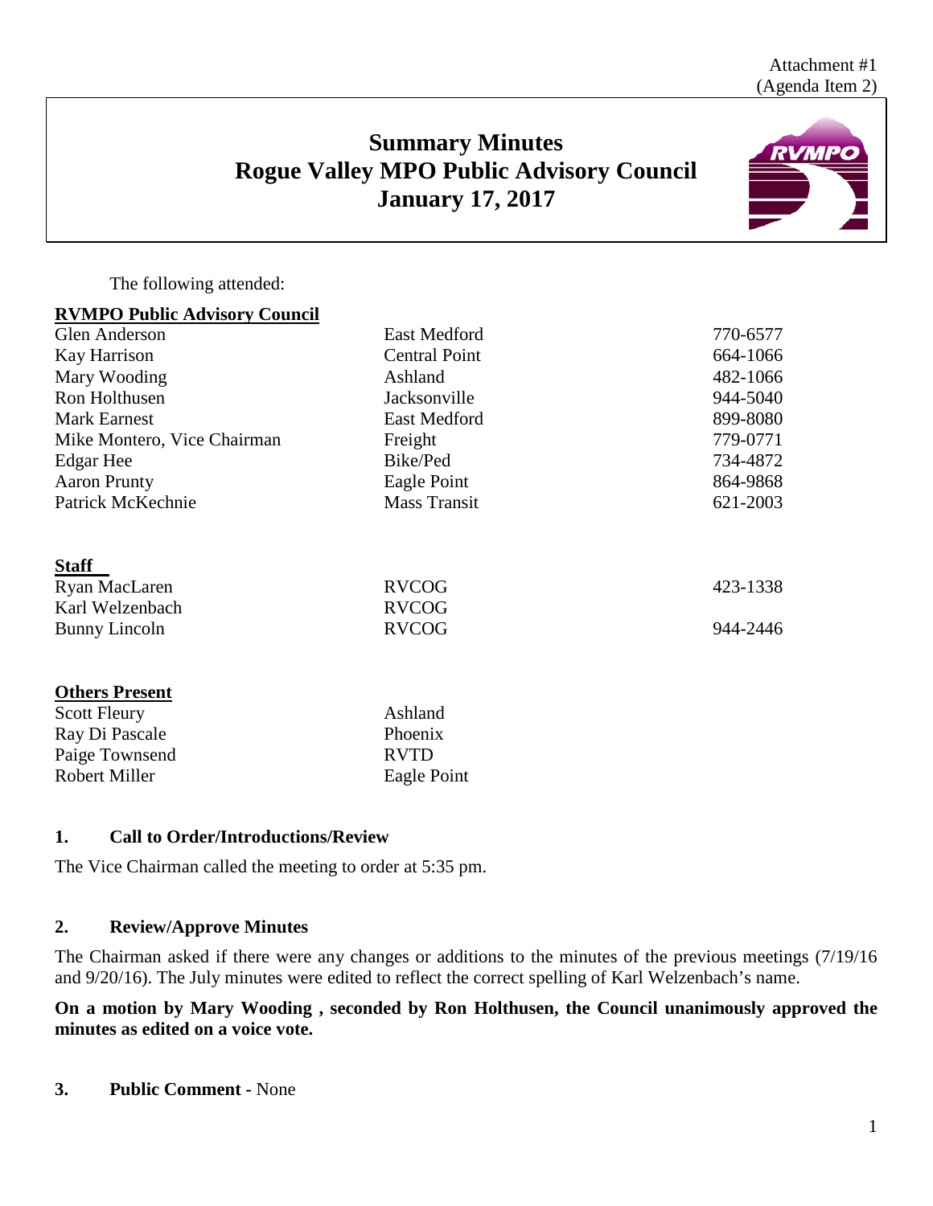Attachment #1
(Agenda Item 2)

# Summary Minutes
# Rogue Valley MPO Public Advisory Council
# January 17, 2017

The following attended:

**RVMPO Public Advisory Council**

| | | |
|---|---|---|
| Glen Anderson | East Medford | 770-6577 |
| Kay Harrison | Central Point | 664-1066 |
| Mary Wooding | Ashland | 482-1066 |
| Ron Holthusen | Jacksonville | 944-5040 |
| Mark Earnest | East Medford | 899-8080 |
| Mike Montero, Vice Chairman | Freight | 779-0771 |
| Edgar Hee | Bike/Ped | 734-4872 |
| Aaron Prunty | Eagle Point | 864-9868 |
| Patrick McKechnie | Mass Transit | 621-2003 |

**Staff**

| | | |
|---|---|---|
| Ryan MacLaren | RVCOG | 423-1338 |
| Karl Welzenbach | RVCOG | |
| Bunny Lincoln | RVCOG | 944-2446 |

**Others Present**

| | |
|---|---|
| Scott Fleury | Ashland |
| Ray Di Pascale | Phoenix |
| Paige Townsend | RVTD |
| Robert Miller | Eagle Point |

## 1. Call to Order/Introductions/Review

The Vice Chairman called the meeting to order at 5:35 pm.

## 2. Review/Approve Minutes

The Chairman asked if there were any changes or additions to the minutes of the previous meetings (7/19/16 and 9/20/16). The July minutes were edited to reflect the correct spelling of Karl Welzenbach's name.

**On a motion by Mary Wooding , seconded by Ron Holthusen, the Council unanimously approved the minutes as edited on a voice vote.**

## 3. Public Comment - None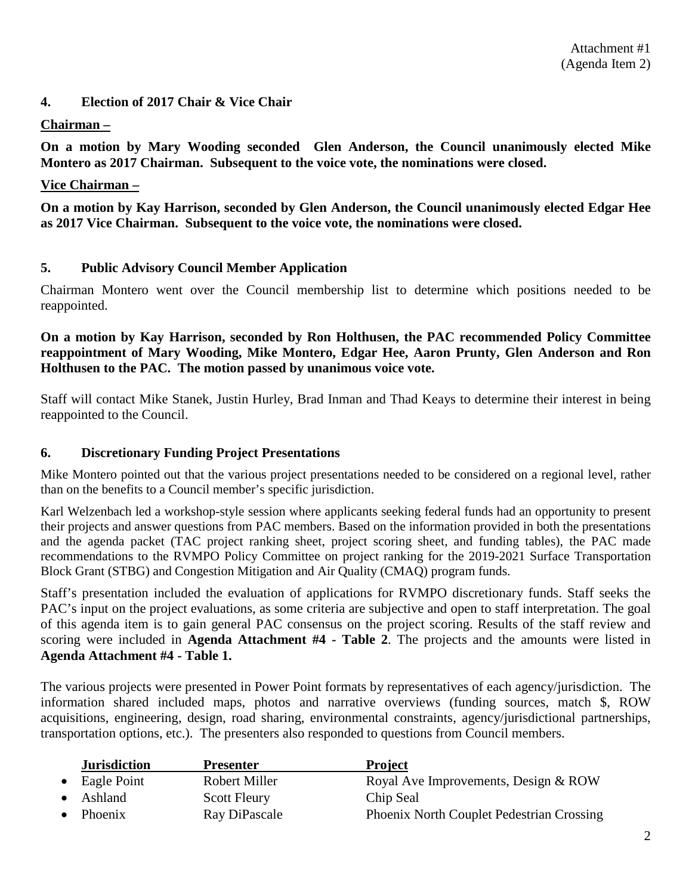Attachment #1
(Agenda Item 2)

## 4. Election of 2017 Chair & Vice Chair

**Chairman –**

**On a motion by Mary Wooding seconded Glen Anderson, the Council unanimously elected Mike Montero as 2017 Chairman. Subsequent to the voice vote, the nominations were closed.**

**Vice Chairman –**

**On a motion by Kay Harrison, seconded by Glen Anderson, the Council unanimously elected Edgar Hee as 2017 Vice Chairman. Subsequent to the voice vote, the nominations were closed.**

## 5. Public Advisory Council Member Application

Chairman Montero went over the Council membership list to determine which positions needed to be reappointed.

**On a motion by Kay Harrison, seconded by Ron Holthusen, the PAC recommended Policy Committee reappointment of Mary Wooding, Mike Montero, Edgar Hee, Aaron Prunty, Glen Anderson and Ron Holthusen to the PAC. The motion passed by unanimous voice vote.**

Staff will contact Mike Stanek, Justin Hurley, Brad Inman and Thad Keays to determine their interest in being reappointed to the Council.

## 6. Discretionary Funding Project Presentations

Mike Montero pointed out that the various project presentations needed to be considered on a regional level, rather than on the benefits to a Council member's specific jurisdiction.

Karl Welzenbach led a workshop-style session where applicants seeking federal funds had an opportunity to present their projects and answer questions from PAC members. Based on the information provided in both the presentations and the agenda packet (TAC project ranking sheet, project scoring sheet, and funding tables), the PAC made recommendations to the RVMPO Policy Committee on project ranking for the 2019-2021 Surface Transportation Block Grant (STBG) and Congestion Mitigation and Air Quality (CMAQ) program funds.

Staff's presentation included the evaluation of applications for RVMPO discretionary funds. Staff seeks the PAC's input on the project evaluations, as some criteria are subjective and open to staff interpretation. The goal of this agenda item is to gain general PAC consensus on the project scoring. Results of the staff review and scoring were included in **Agenda Attachment #4 - Table 2**. The projects and the amounts were listed in **Agenda Attachment #4 - Table 1.**

The various projects were presented in Power Point formats by representatives of each agency/jurisdiction. The information shared included maps, photos and narrative overviews (funding sources, match $, ROW acquisitions, engineering, design, road sharing, environmental constraints, agency/jurisdictional partnerships, transportation options, etc.). The presenters also responded to questions from Council members.

| Jurisdiction | Presenter | Project |
|---|---|---|
| Eagle Point | Robert Miller | Royal Ave Improvements, Design & ROW |
| Ashland | Scott Fleury | Chip Seal |
| Phoenix | Ray DiPascale | Phoenix North Couplet Pedestrian Crossing |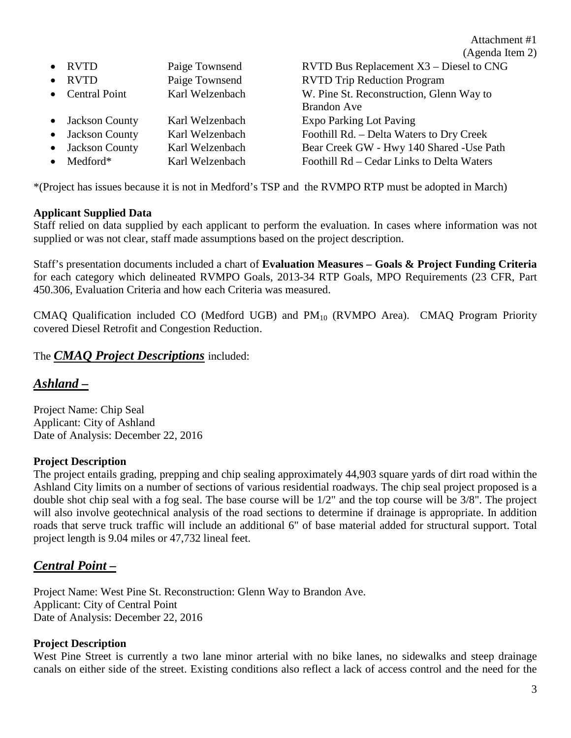Attachment #1
(Agenda Item 2)

| | | |
|---|---|---|
| • RVTD | Paige Townsend | RVTD Bus Replacement X3 – Diesel to CNG |
| • RVTD | Paige Townsend | RVTD Trip Reduction Program |
| • Central Point | Karl Welzenbach | W. Pine St. Reconstruction, Glenn Way to Brandon Ave |
| • Jackson County | Karl Welzenbach | Expo Parking Lot Paving |
| • Jackson County | Karl Welzenbach | Foothill Rd. – Delta Waters to Dry Creek |
| • Jackson County | Karl Welzenbach | Bear Creek GW - Hwy 140 Shared -Use Path |
| • Medford* | Karl Welzenbach | Foothill Rd – Cedar Links to Delta Waters |

*(Project has issues because it is not in Medford's TSP and the RVMPO RTP must be adopted in March)

**Applicant Supplied Data**
Staff relied on data supplied by each applicant to perform the evaluation. In cases where information was not supplied or was not clear, staff made assumptions based on the project description.

Staff's presentation documents included a chart of **Evaluation Measures – Goals & Project Funding Criteria** for each category which delineated RVMPO Goals, 2013-34 RTP Goals, MPO Requirements (23 CFR, Part 450.306, Evaluation Criteria and how each Criteria was measured.

CMAQ Qualification included CO (Medford UGB) and $PM_{10}$ (RVMPO Area). CMAQ Program Priority covered Diesel Retrofit and Congestion Reduction.

The ***CMAQ Project Descriptions*** included:

## *Ashland –*

Project Name: Chip Seal
Applicant: City of Ashland
Date of Analysis: December 22, 2016

**Project Description**
The project entails grading, prepping and chip sealing approximately 44,903 square yards of dirt road within the Ashland City limits on a number of sections of various residential roadways. The chip seal project proposed is a double shot chip seal with a fog seal. The base course will be 1/2" and the top course will be 3/8". The project will also involve geotechnical analysis of the road sections to determine if drainage is appropriate. In addition roads that serve truck traffic will include an additional 6" of base material added for structural support. Total project length is 9.04 miles or 47,732 lineal feet.

## *Central Point –*

Project Name: West Pine St. Reconstruction: Glenn Way to Brandon Ave.
Applicant: City of Central Point
Date of Analysis: December 22, 2016

**Project Description**
West Pine Street is currently a two lane minor arterial with no bike lanes, no sidewalks and steep drainage canals on either side of the street. Existing conditions also reflect a lack of access control and the need for the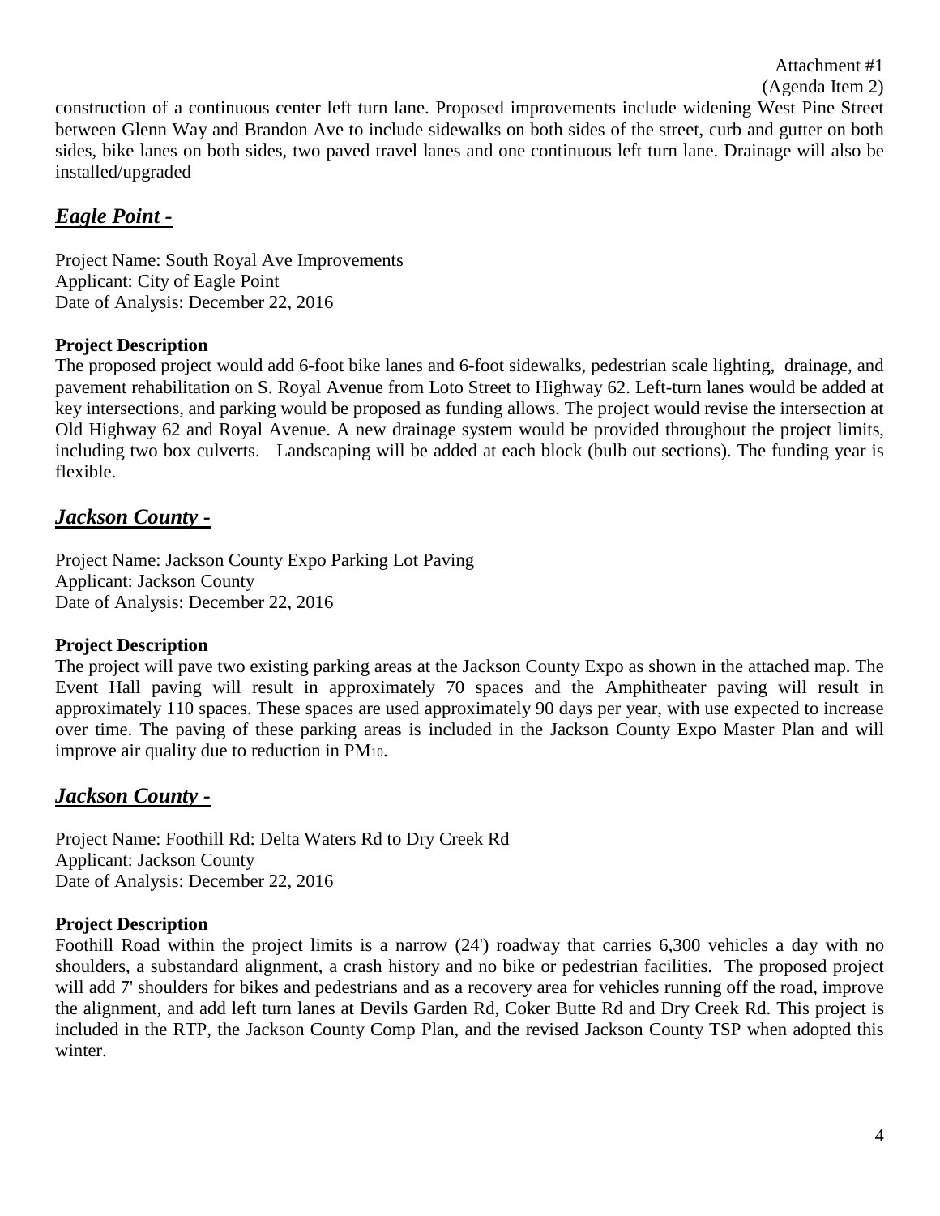construction of a continuous center left turn lane. Proposed improvements include widening West Pine Street between Glenn Way and Brandon Ave to include sidewalks on both sides of the street, curb and gutter on both sides, bike lanes on both sides, two paved travel lanes and one continuous left turn lane. Drainage will also be installed/upgraded

## ***Eagle Point -***

Project Name: South Royal Ave Improvements
Applicant: City of Eagle Point
Date of Analysis: December 22, 2016

**Project Description**
The proposed project would add 6-foot bike lanes and 6-foot sidewalks, pedestrian scale lighting, drainage, and pavement rehabilitation on S. Royal Avenue from Loto Street to Highway 62. Left-turn lanes would be added at key intersections, and parking would be proposed as funding allows. The project would revise the intersection at Old Highway 62 and Royal Avenue. A new drainage system would be provided throughout the project limits, including two box culverts. Landscaping will be added at each block (bulb out sections). The funding year is flexible.

## ***Jackson County -***

Project Name: Jackson County Expo Parking Lot Paving
Applicant: Jackson County
Date of Analysis: December 22, 2016

**Project Description**
The project will pave two existing parking areas at the Jackson County Expo as shown in the attached map. The Event Hall paving will result in approximately 70 spaces and the Amphitheater paving will result in approximately 110 spaces. These spaces are used approximately 90 days per year, with use expected to increase over time. The paving of these parking areas is included in the Jackson County Expo Master Plan and will improve air quality due to reduction in $PM_{10}$.

## ***Jackson County -***

Project Name: Foothill Rd: Delta Waters Rd to Dry Creek Rd
Applicant: Jackson County
Date of Analysis: December 22, 2016

**Project Description**
Foothill Road within the project limits is a narrow (24') roadway that carries 6,300 vehicles a day with no shoulders, a substandard alignment, a crash history and no bike or pedestrian facilities. The proposed project will add 7' shoulders for bikes and pedestrians and as a recovery area for vehicles running off the road, improve the alignment, and add left turn lanes at Devils Garden Rd, Coker Butte Rd and Dry Creek Rd. This project is included in the RTP, the Jackson County Comp Plan, and the revised Jackson County TSP when adopted this winter.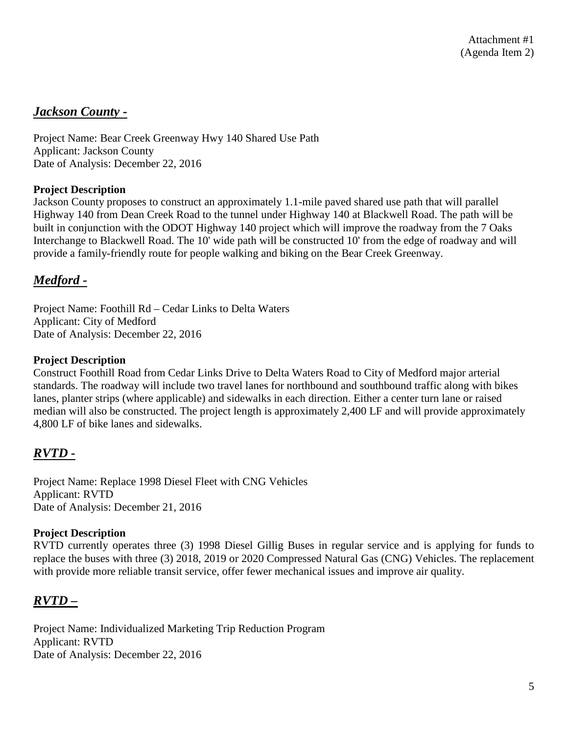Attachment #1
(Agenda Item 2)

## ***Jackson County -***

Project Name: Bear Creek Greenway Hwy 140 Shared Use Path
Applicant: Jackson County
Date of Analysis: December 22, 2016

**Project Description**
Jackson County proposes to construct an approximately 1.1-mile paved shared use path that will parallel Highway 140 from Dean Creek Road to the tunnel under Highway 140 at Blackwell Road. The path will be built in conjunction with the ODOT Highway 140 project which will improve the roadway from the 7 Oaks Interchange to Blackwell Road. The 10' wide path will be constructed 10' from the edge of roadway and will provide a family-friendly route for people walking and biking on the Bear Creek Greenway.

## ***Medford -***

Project Name: Foothill Rd – Cedar Links to Delta Waters
Applicant: City of Medford
Date of Analysis: December 22, 2016

**Project Description**
Construct Foothill Road from Cedar Links Drive to Delta Waters Road to City of Medford major arterial standards. The roadway will include two travel lanes for northbound and southbound traffic along with bikes lanes, planter strips (where applicable) and sidewalks in each direction. Either a center turn lane or raised median will also be constructed. The project length is approximately 2,400 LF and will provide approximately 4,800 LF of bike lanes and sidewalks.

## ***RVTD -***

Project Name: Replace 1998 Diesel Fleet with CNG Vehicles
Applicant: RVTD
Date of Analysis: December 21, 2016

**Project Description**
RVTD currently operates three (3) 1998 Diesel Gillig Buses in regular service and is applying for funds to replace the buses with three (3) 2018, 2019 or 2020 Compressed Natural Gas (CNG) Vehicles. The replacement with provide more reliable transit service, offer fewer mechanical issues and improve air quality.

## ***RVTD –***

Project Name: Individualized Marketing Trip Reduction Program
Applicant: RVTD
Date of Analysis: December 22, 2016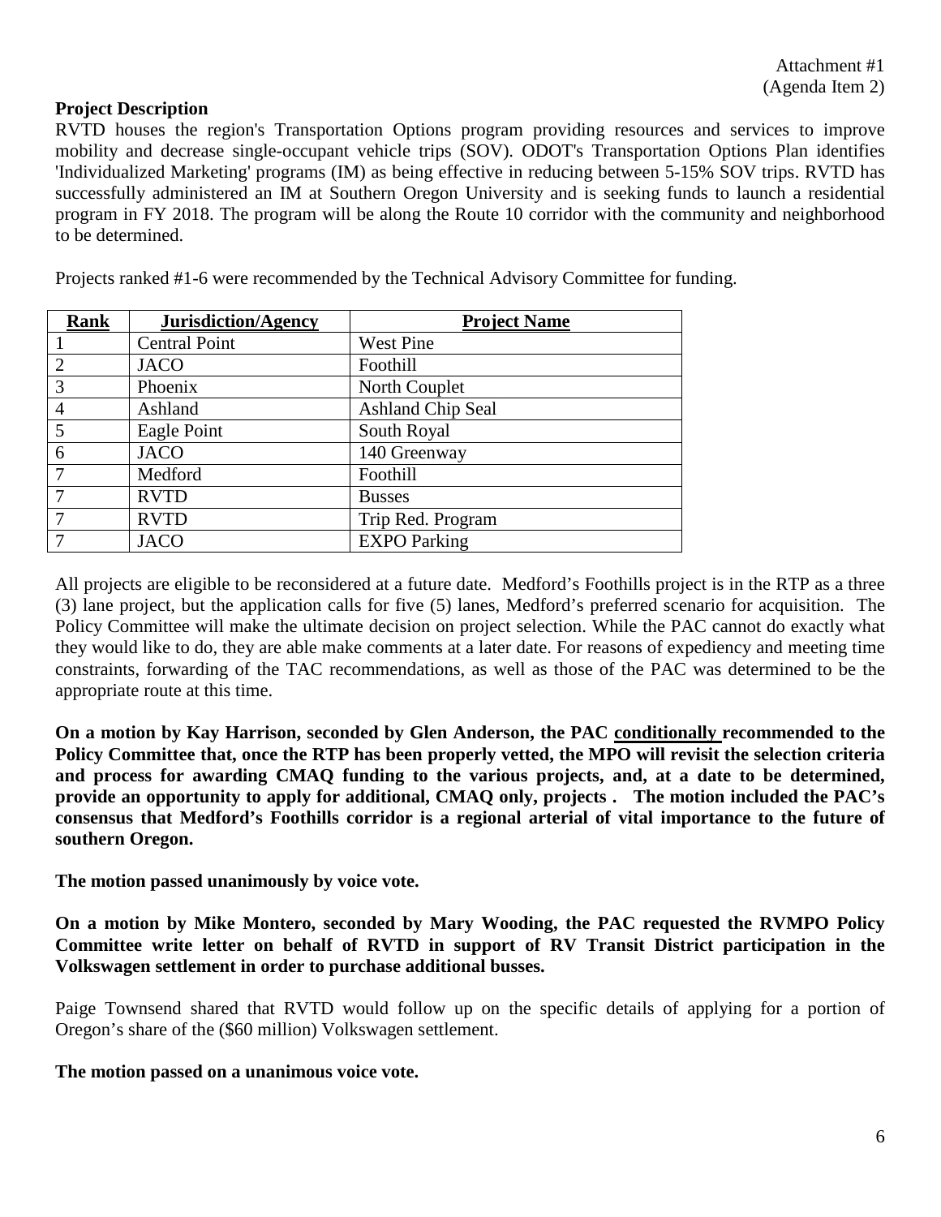Attachment #1
(Agenda Item 2)

**Project Description**

RVTD houses the region's Transportation Options program providing resources and services to improve mobility and decrease single-occupant vehicle trips (SOV). ODOT's Transportation Options Plan identifies 'Individualized Marketing' programs (IM) as being effective in reducing between 5-15% SOV trips. RVTD has successfully administered an IM at Southern Oregon University and is seeking funds to launch a residential program in FY 2018. The program will be along the Route 10 corridor with the community and neighborhood to be determined.

Projects ranked #1-6 were recommended by the Technical Advisory Committee for funding.

| Rank | Jurisdiction/Agency | Project Name |
|---|---|---|
| 1 | Central Point | West Pine |
| 2 | JACO | Foothill |
| 3 | Phoenix | North Couplet |
| 4 | Ashland | Ashland Chip Seal |
| 5 | Eagle Point | South Royal |
| 6 | JACO | 140 Greenway |
| 7 | Medford | Foothill |
| 7 | RVTD | Busses |
| 7 | RVTD | Trip Red. Program |
| 7 | JACO | EXPO Parking |

All projects are eligible to be reconsidered at a future date. Medford's Foothills project is in the RTP as a three (3) lane project, but the application calls for five (5) lanes, Medford's preferred scenario for acquisition. The Policy Committee will make the ultimate decision on project selection. While the PAC cannot do exactly what they would like to do, they are able make comments at a later date. For reasons of expediency and meeting time constraints, forwarding of the TAC recommendations, as well as those of the PAC was determined to be the appropriate route at this time.

**On a motion by Kay Harrison, seconded by Glen Anderson, the PAC <u>conditionally</u> recommended to the Policy Committee that, once the RTP has been properly vetted, the MPO will revisit the selection criteria and process for awarding CMAQ funding to the various projects, and, at a date to be determined, provide an opportunity to apply for additional, CMAQ only, projects . The motion included the PAC's consensus that Medford's Foothills corridor is a regional arterial of vital importance to the future of southern Oregon.**

**The motion passed unanimously by voice vote.**

**On a motion by Mike Montero, seconded by Mary Wooding, the PAC requested the RVMPO Policy Committee write letter on behalf of RVTD in support of RV Transit District participation in the Volkswagen settlement in order to purchase additional busses.**

Paige Townsend shared that RVTD would follow up on the specific details of applying for a portion of Oregon's share of the ($60 million) Volkswagen settlement.

**The motion passed on a unanimous voice vote.**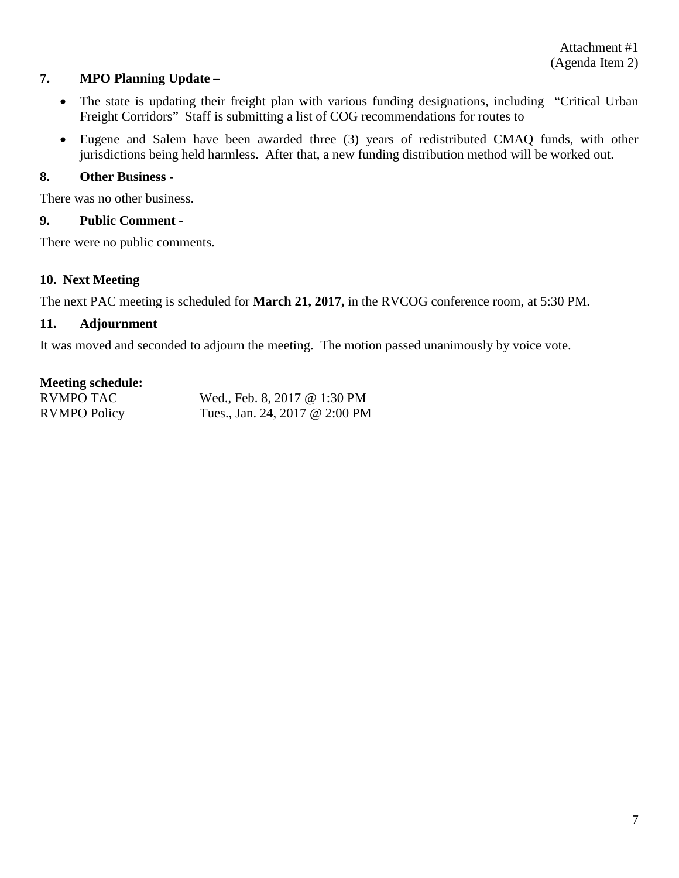Attachment #1
(Agenda Item 2)

### 7. MPO Planning Update –

- The state is updating their freight plan with various funding designations, including "Critical Urban Freight Corridors" Staff is submitting a list of COG recommendations for routes to
- Eugene and Salem have been awarded three (3) years of redistributed CMAQ funds, with other jurisdictions being held harmless. After that, a new funding distribution method will be worked out.

### 8. Other Business -

There was no other business.

### 9. Public Comment -

There were no public comments.

### 10. Next Meeting

The next PAC meeting is scheduled for **March 21, 2017,** in the RVCOG conference room, at 5:30 PM.

### 11. Adjournment

It was moved and seconded to adjourn the meeting. The motion passed unanimously by voice vote.

**Meeting schedule:**

| | |
|---|---|
| RVMPO TAC | Wed., Feb. 8, 2017 @ 1:30 PM |
| RVMPO Policy | Tues., Jan. 24, 2017 @ 2:00 PM |